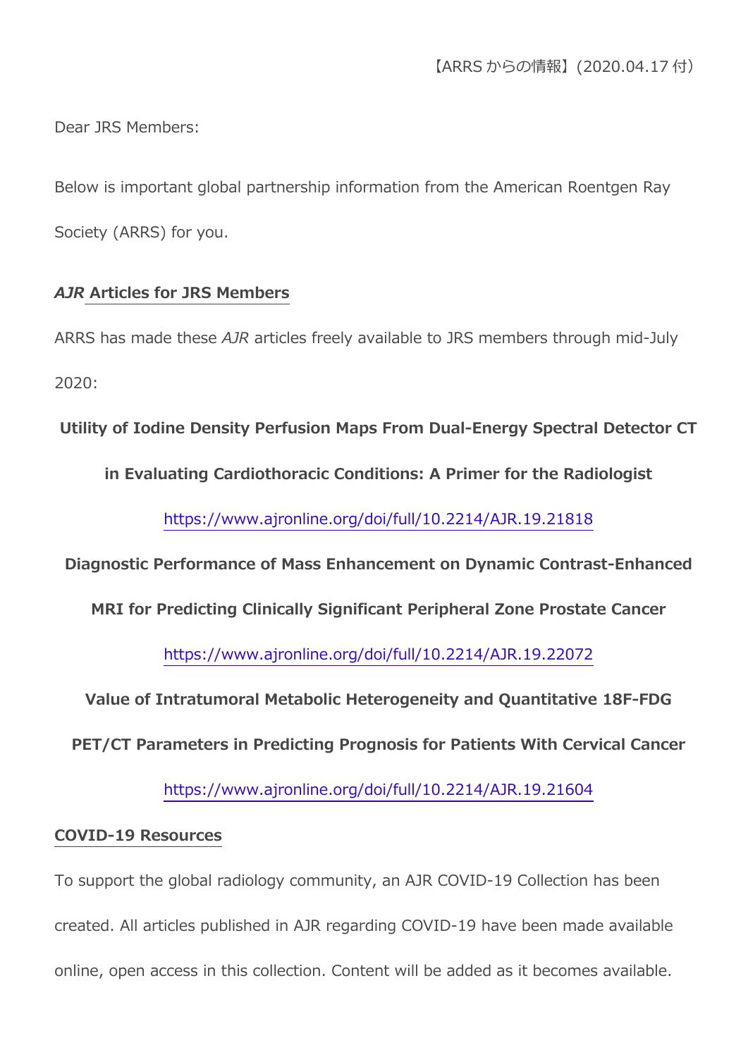【ARRS からの情報】(2020.04.17 付)

Dear JRS Members:

Below is important global partnership information from the American Roentgen Ray Society (ARRS) for you.

## *AJR* Articles for JRS Members

ARRS has made these *AJR* articles freely available to JRS members through mid-July 2020:

**Utility of Iodine Density Perfusion Maps From Dual-Energy Spectral Detector CT in Evaluating Cardiothoracic Conditions: A Primer for the Radiologist**

https://www.ajronline.org/doi/full/10.2214/AJR.19.21818

**Diagnostic Performance of Mass Enhancement on Dynamic Contrast-Enhanced MRI for Predicting Clinically Significant Peripheral Zone Prostate Cancer**

https://www.ajronline.org/doi/full/10.2214/AJR.19.22072

**Value of Intratumoral Metabolic Heterogeneity and Quantitative 18F-FDG PET/CT Parameters in Predicting Prognosis for Patients With Cervical Cancer**

https://www.ajronline.org/doi/full/10.2214/AJR.19.21604

## COVID-19 Resources

To support the global radiology community, an AJR COVID-19 Collection has been created. All articles published in AJR regarding COVID-19 have been made available online, open access in this collection. Content will be added as it becomes available.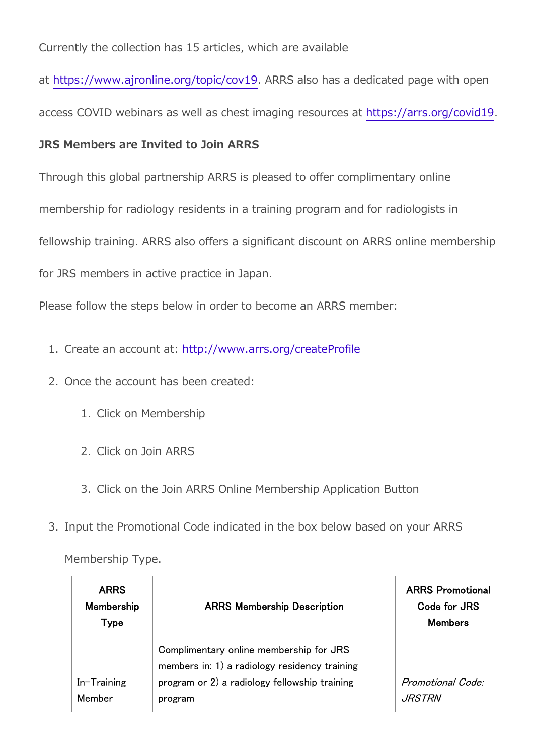Currently the collection has 15 articles, which are available at https://www.ajronline.org/topic/cov19. ARRS also has a dedicated page with open access COVID webinars as well as chest imaging resources at https://arrs.org/covid19.

**JRS Members are Invited to Join ARRS**

Through this global partnership ARRS is pleased to offer complimentary online membership for radiology residents in a training program and for radiologists in fellowship training. ARRS also offers a significant discount on ARRS online membership for JRS members in active practice in Japan.

Please follow the steps below in order to become an ARRS member:

1. Create an account at: http://www.arrs.org/createProfile
2. Once the account has been created:
    1. Click on Membership
    2. Click on Join ARRS
    3. Click on the Join ARRS Online Membership Application Button
3. Input the Promotional Code indicated in the box below based on your ARRS Membership Type.

| ARRS Membership Type | ARRS Membership Description | ARRS Promotional Code for JRS Members |
| --- | --- | --- |
| In-Training Member | Complimentary online membership for JRS members in: 1) a radiology residency training program or 2) a radiology fellowship training program | *Promotional Code: JRSTRN* |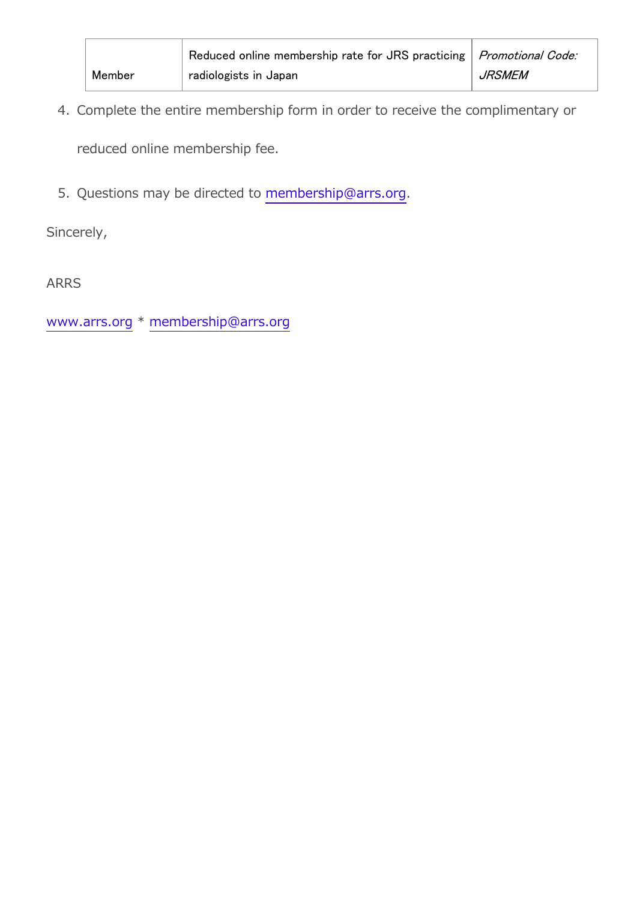| | | |
|---|---|---|
| Member | Reduced online membership rate for JRS practicing radiologists in Japan | *Promotional Code: JRSMEM* |

4. Complete the entire membership form in order to receive the complimentary or reduced online membership fee.

5. Questions may be directed to membership@arrs.org.

Sincerely,

ARRS

www.arrs.org * membership@arrs.org